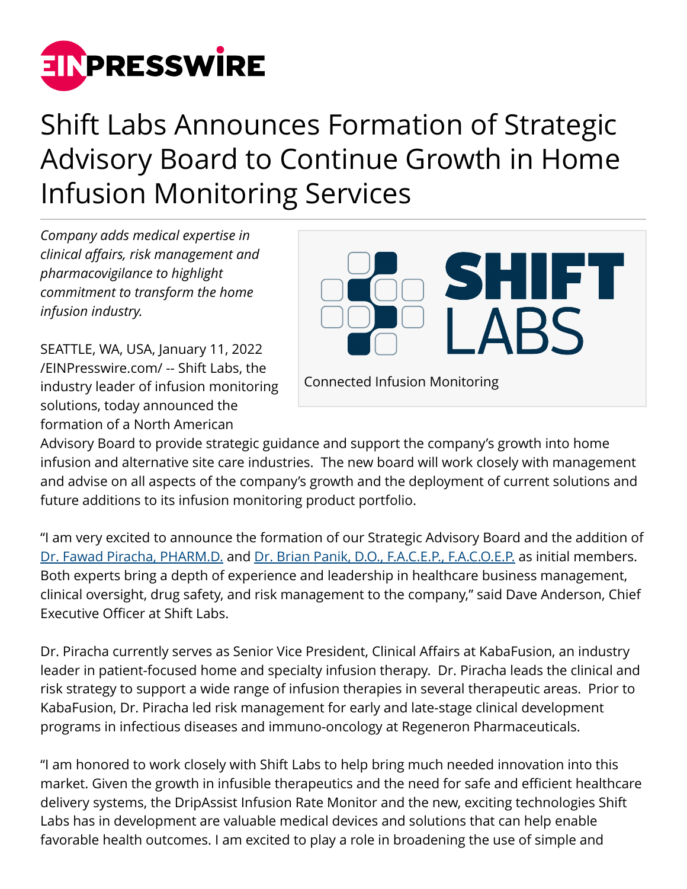# Shift Labs Announces Formation of Strategic Advisory Board to Continue Growth in Home Infusion Monitoring Services

*Company adds medical expertise in clinical affairs, risk management and pharmacovigilance to highlight commitment to transform the home infusion industry.*

Connected Infusion Monitoring

SEATTLE, WA, USA, January 11, 2022 /EINPresswire.com/ -- Shift Labs, the industry leader of infusion monitoring solutions, today announced the formation of a North American Advisory Board to provide strategic guidance and support the company's growth into home infusion and alternative site care industries. The new board will work closely with management and advise on all aspects of the company's growth and the deployment of current solutions and future additions to its infusion monitoring product portfolio.

"I am very excited to announce the formation of our Strategic Advisory Board and the addition of Dr. Fawad Piracha, PHARM.D. and Dr. Brian Panik, D.O., F.A.C.E.P., F.A.C.O.E.P. as initial members. Both experts bring a depth of experience and leadership in healthcare business management, clinical oversight, drug safety, and risk management to the company," said Dave Anderson, Chief Executive Officer at Shift Labs.

Dr. Piracha currently serves as Senior Vice President, Clinical Affairs at KabaFusion, an industry leader in patient-focused home and specialty infusion therapy. Dr. Piracha leads the clinical and risk strategy to support a wide range of infusion therapies in several therapeutic areas. Prior to KabaFusion, Dr. Piracha led risk management for early and late-stage clinical development programs in infectious diseases and immuno-oncology at Regeneron Pharmaceuticals.

"I am honored to work closely with Shift Labs to help bring much needed innovation into this market. Given the growth in infusible therapeutics and the need for safe and efficient healthcare delivery systems, the DripAssist Infusion Rate Monitor and the new, exciting technologies Shift Labs has in development are valuable medical devices and solutions that can help enable favorable health outcomes. I am excited to play a role in broadening the use of simple and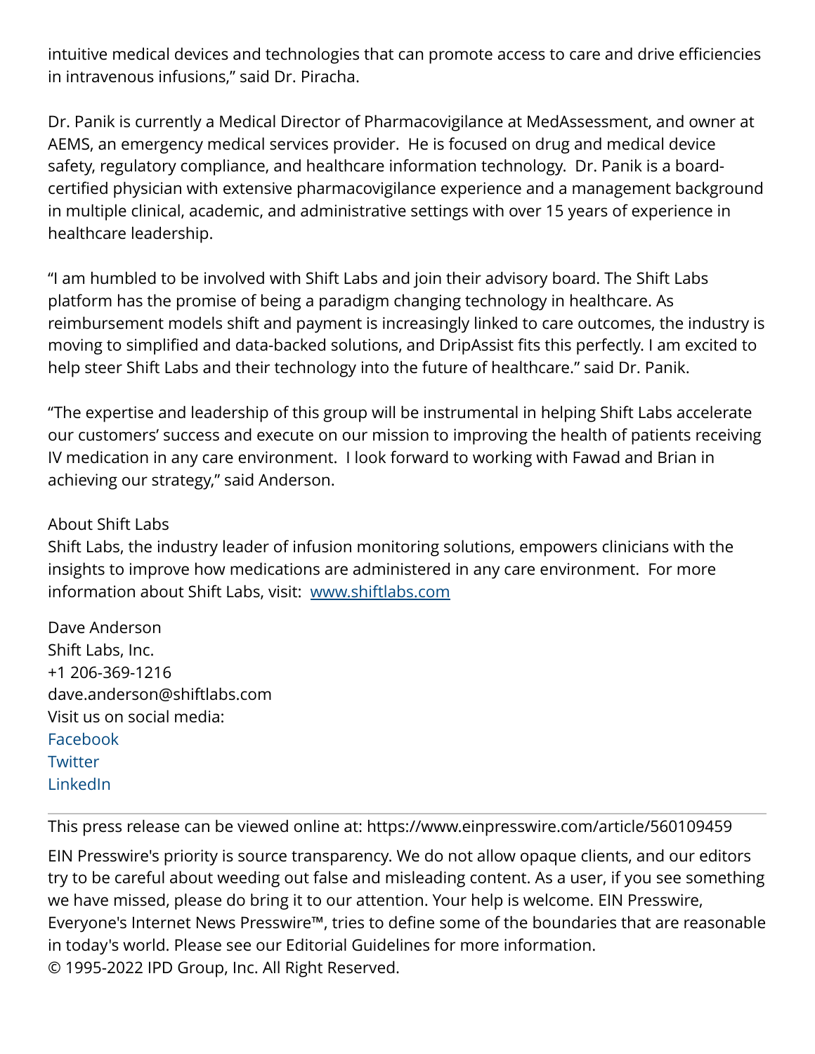intuitive medical devices and technologies that can promote access to care and drive efficiencies in intravenous infusions," said Dr. Piracha.

Dr. Panik is currently a Medical Director of Pharmacovigilance at MedAssessment, and owner at AEMS, an emergency medical services provider. He is focused on drug and medical device safety, regulatory compliance, and healthcare information technology. Dr. Panik is a board-certified physician with extensive pharmacovigilance experience and a management background in multiple clinical, academic, and administrative settings with over 15 years of experience in healthcare leadership.

"I am humbled to be involved with Shift Labs and join their advisory board. The Shift Labs platform has the promise of being a paradigm changing technology in healthcare. As reimbursement models shift and payment is increasingly linked to care outcomes, the industry is moving to simplified and data-backed solutions, and DripAssist fits this perfectly. I am excited to help steer Shift Labs and their technology into the future of healthcare." said Dr. Panik.

"The expertise and leadership of this group will be instrumental in helping Shift Labs accelerate our customers' success and execute on our mission to improving the health of patients receiving IV medication in any care environment. I look forward to working with Fawad and Brian in achieving our strategy," said Anderson.

About Shift Labs
Shift Labs, the industry leader of infusion monitoring solutions, empowers clinicians with the insights to improve how medications are administered in any care environment. For more information about Shift Labs, visit: [www.shiftlabs.com](http://www.shiftlabs.com)

Dave Anderson
Shift Labs, Inc.
+1 206-369-1216
dave.anderson@shiftlabs.com
Visit us on social media:
Facebook
Twitter
LinkedIn

---

This press release can be viewed online at: https://www.einpresswire.com/article/560109459

EIN Presswire's priority is source transparency. We do not allow opaque clients, and our editors try to be careful about weeding out false and misleading content. As a user, if you see something we have missed, please do bring it to our attention. Your help is welcome. EIN Presswire, Everyone's Internet News Presswire™, tries to define some of the boundaries that are reasonable in today's world. Please see our Editorial Guidelines for more information.
© 1995-2022 IPD Group, Inc. All Right Reserved.